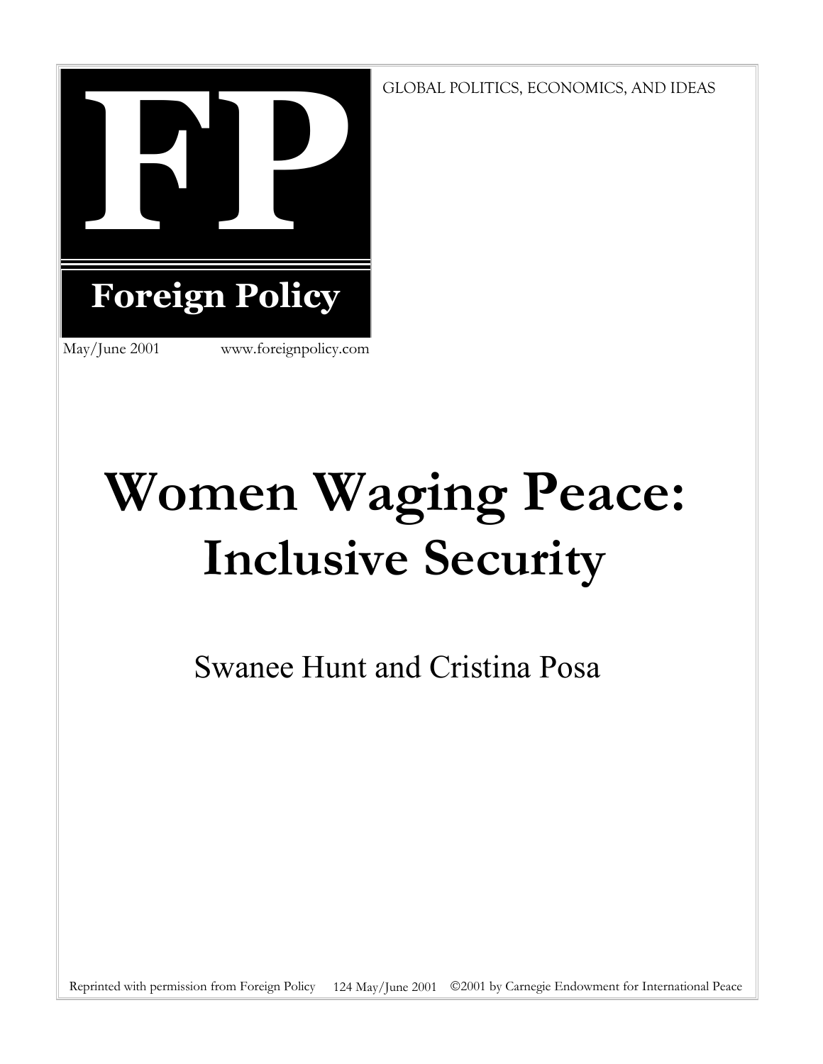# FP

**Foreign Policy**

May/June 2001 www.foreignpolicy.com

GLOBAL POLITICS, ECONOMICS, AND IDEAS

# Women Waging Peace: Inclusive Security

Swanee Hunt and Cristina Posa

Reprinted with permission from Foreign Policy 124 May/June 2001 ©2001 by Carnegie Endowment for International Peace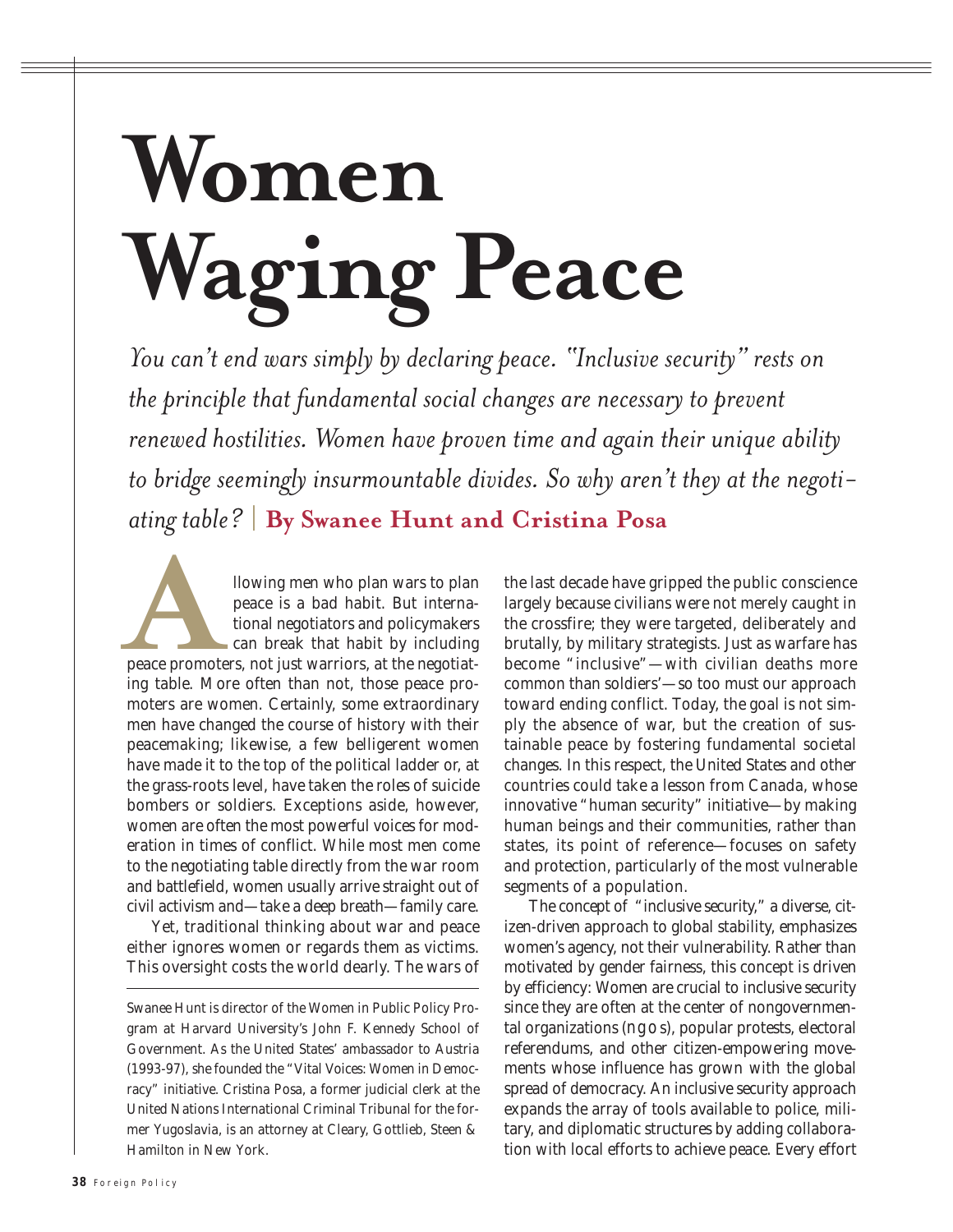# Women Waging Peace

*You can't end wars simply by declaring peace. "Inclusive security" rests on the principle that fundamental social changes are necessary to prevent renewed hostilities. Women have proven time and again their unique ability to bridge seemingly insurmountable divides. So why aren't they at the negotiating table?* | **By Swanee Hunt and Cristina Posa**

Allowing men who plan wars to plan peace is a bad habit. But international negotiators and policymakers can break that habit by including peace promoters, not just warriors, at the negotiating table. More often than not, those peace promoters are women. Certainly, some extraordinary men have changed the course of history with their peacemaking; likewise, a few belligerent women have made it to the top of the political ladder or, at the grass-roots level, have taken the roles of suicide bombers or soldiers. Exceptions aside, however, women are often the most powerful voices for moderation in times of conflict. While most men come to the negotiating table directly from the war room and battlefield, women usually arrive straight out of civil activism and—take a deep breath—family care.

Yet, traditional thinking about war and peace either ignores women or regards them as victims. This oversight costs the world dearly. The wars of the last decade have gripped the public conscience largely because civilians were not merely caught in the crossfire; they were targeted, deliberately and brutally, by military strategists. Just as warfare has become "inclusive"—with civilian deaths more common than soldiers'—so too must our approach toward ending conflict. Today, the goal is not simply the absence of war, but the creation of sustainable peace by fostering fundamental societal changes. In this respect, the United States and other countries could take a lesson from Canada, whose innovative "human security" initiative—by making human beings and their communities, rather than states, its point of reference—focuses on safety and protection, particularly of the most vulnerable segments of a population.

The concept of "inclusive security," a diverse, citizen-driven approach to global stability, emphasizes women's agency, not their vulnerability. Rather than motivated by gender fairness, this concept is driven by efficiency: Women are crucial to inclusive security since they are often at the center of nongovernmental organizations (NGOs), popular protests, electoral referendums, and other citizen-empowering movements whose influence has grown with the global spread of democracy. An inclusive security approach expands the array of tools available to police, military, and diplomatic structures by adding collaboration with local efforts to achieve peace. Every effort

---

Swanee Hunt is director of the Women in Public Policy Program at Harvard University's John F. Kennedy School of Government. As the United States' ambassador to Austria (1993-97), she founded the "Vital Voices: Women in Democracy" initiative. Cristina Posa, a former judicial clerk at the United Nations International Criminal Tribunal for the former Yugoslavia, is an attorney at Cleary, Gottlieb, Steen & Hamilton in New York.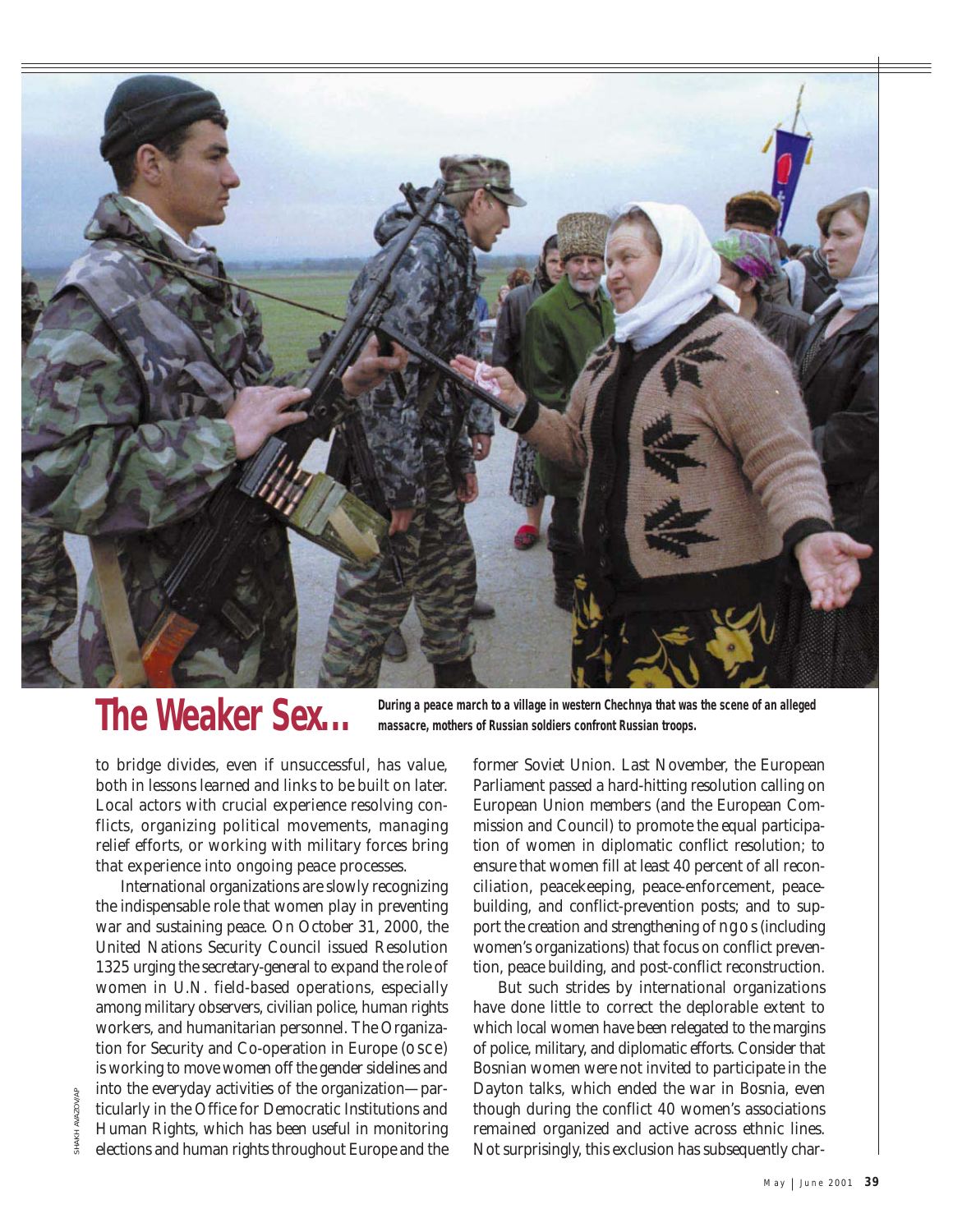# The Weaker Sex…

During a peace march to a village in western Chechnya that was the scene of an alleged massacre, mothers of Russian soldiers confront Russian troops.

SHAKH AIVAZOV/AP

to bridge divides, even if unsuccessful, has value, both in lessons learned and links to be built on later. Local actors with crucial experience resolving conflicts, organizing political movements, managing relief efforts, or working with military forces bring that experience into ongoing peace processes.

International organizations are slowly recognizing the indispensable role that women play in preventing war and sustaining peace. On October 31, 2000, the United Nations Security Council issued Resolution 1325 urging the secretary-general to expand the role of women in U.N. field-based operations, especially among military observers, civilian police, human rights workers, and humanitarian personnel. The Organization for Security and Co-operation in Europe (OSCE) is working to move women off the gender sidelines and into the everyday activities of the organization—particularly in the Office for Democratic Institutions and Human Rights, which has been useful in monitoring elections and human rights throughout Europe and the former Soviet Union. Last November, the European Parliament passed a hard-hitting resolution calling on European Union members (and the European Commission and Council) to promote the equal participation of women in diplomatic conflict resolution; to ensure that women fill at least 40 percent of all reconciliation, peacekeeping, peace-enforcement, peacebuilding, and conflict-prevention posts; and to support the creation and strengthening of NGOs (including women's organizations) that focus on conflict prevention, peace building, and post-conflict reconstruction.

But such strides by international organizations have done little to correct the deplorable extent to which local women have been relegated to the margins of police, military, and diplomatic efforts. Consider that Bosnian women were not invited to participate in the Dayton talks, which ended the war in Bosnia, even though during the conflict 40 women's associations remained organized and active across ethnic lines. Not surprisingly, this exclusion has subsequently char-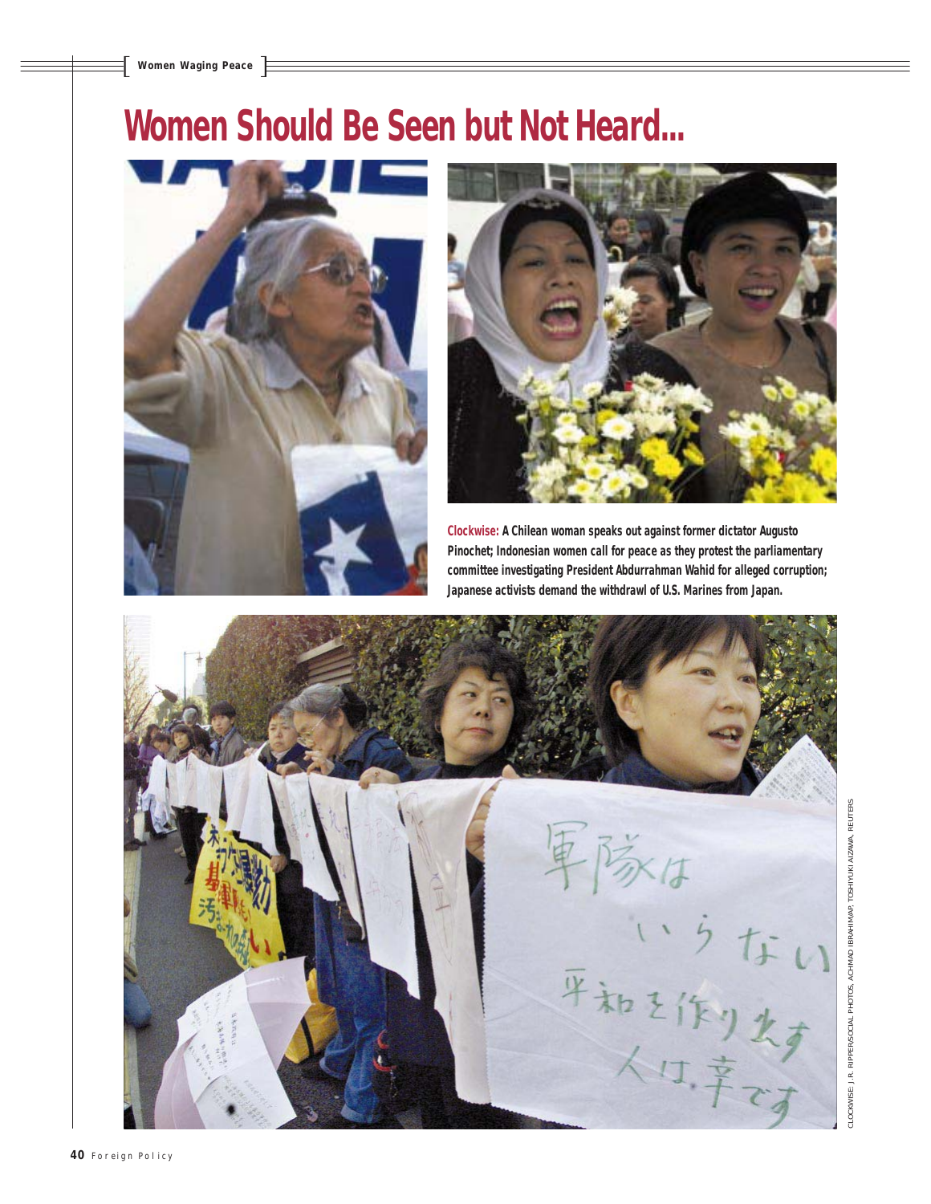# Women Should Be Seen but Not Heard...

**Clockwise:** A Chilean woman speaks out against former dictator Augusto Pinochet; Indonesian women call for peace as they protest the parliamentary committee investigating President Abdurrahman Wahid for alleged corruption; Japanese activists demand the withdrawl of U.S. Marines from Japan.

CLOCKWISE: J.R. RIPPER/SOCIAL PHOTOS, ACHMAD IBRAHIM/AP, TOSHIYUKI AIZAWA, REUTERS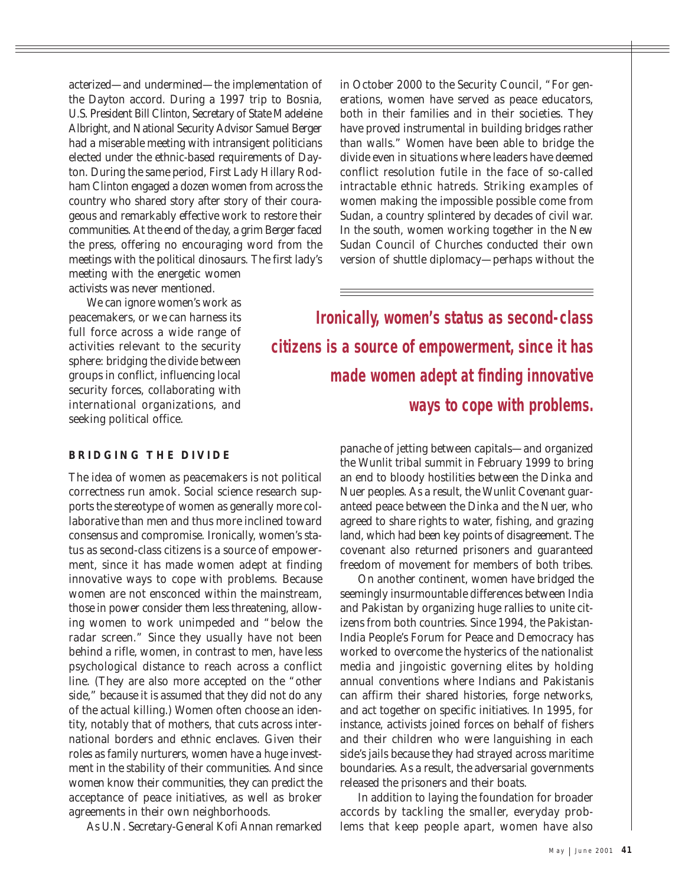acterized—and undermined—the implementation of the Dayton accord. During a 1997 trip to Bosnia, U.S. President Bill Clinton, Secretary of State Madeleine Albright, and National Security Advisor Samuel Berger had a miserable meeting with intransigent politicians elected under the ethnic-based requirements of Dayton. During the same period, First Lady Hillary Rodham Clinton engaged a dozen women from across the country who shared story after story of their courageous and remarkably effective work to restore their communities. At the end of the day, a grim Berger faced the press, offering no encouraging word from the meetings with the political dinosaurs. The first lady's meeting with the energetic women activists was never mentioned.

We can ignore women's work as peacemakers, or we can harness its full force across a wide range of activities relevant to the security sphere: bridging the divide between groups in conflict, influencing local security forces, collaborating with international organizations, and seeking political office.

**Ironically, women's status as second-class citizens is a source of empowerment, since it has made women adept at finding innovative ways to cope with problems.**

## BRIDGING THE DIVIDE

The idea of women as peacemakers is not political correctness run amok. Social science research supports the stereotype of women as generally more collaborative than men and thus more inclined toward consensus and compromise. Ironically, women's status as second-class citizens is a source of empowerment, since it has made women adept at finding innovative ways to cope with problems. Because women are not ensconced within the mainstream, those in power consider them less threatening, allowing women to work unimpeded and "below the radar screen." Since they usually have not been behind a rifle, women, in contrast to men, have less psychological distance to reach across a conflict line. (They are also more accepted on the "other side," because it is assumed that they did not do any of the actual killing.) Women often choose an identity, notably that of mothers, that cuts across international borders and ethnic enclaves. Given their roles as family nurturers, women have a huge investment in the stability of their communities. And since women know their communities, they can predict the acceptance of peace initiatives, as well as broker agreements in their own neighborhoods.

As U.N. Secretary-General Kofi Annan remarked in October 2000 to the Security Council, "For generations, women have served as peace educators, both in their families and in their societies. They have proved instrumental in building bridges rather than walls." Women have been able to bridge the divide even in situations where leaders have deemed conflict resolution futile in the face of so-called intractable ethnic hatreds. Striking examples of women making the impossible possible come from Sudan, a country splintered by decades of civil war. In the south, women working together in the New Sudan Council of Churches conducted their own version of shuttle diplomacy—perhaps without the panache of jetting between capitals—and organized the Wunlit tribal summit in February 1999 to bring an end to bloody hostilities between the Dinka and Nuer peoples. As a result, the Wunlit Covenant guaranteed peace between the Dinka and the Nuer, who agreed to share rights to water, fishing, and grazing land, which had been key points of disagreement. The covenant also returned prisoners and guaranteed freedom of movement for members of both tribes.

On another continent, women have bridged the seemingly insurmountable differences between India and Pakistan by organizing huge rallies to unite citizens from both countries. Since 1994, the Pakistan-India People's Forum for Peace and Democracy has worked to overcome the hysterics of the nationalist media and jingoistic governing elites by holding annual conventions where Indians and Pakistanis can affirm their shared histories, forge networks, and act together on specific initiatives. In 1995, for instance, activists joined forces on behalf of fishers and their children who were languishing in each side's jails because they had strayed across maritime boundaries. As a result, the adversarial governments released the prisoners and their boats.

In addition to laying the foundation for broader accords by tackling the smaller, everyday problems that keep people apart, women have also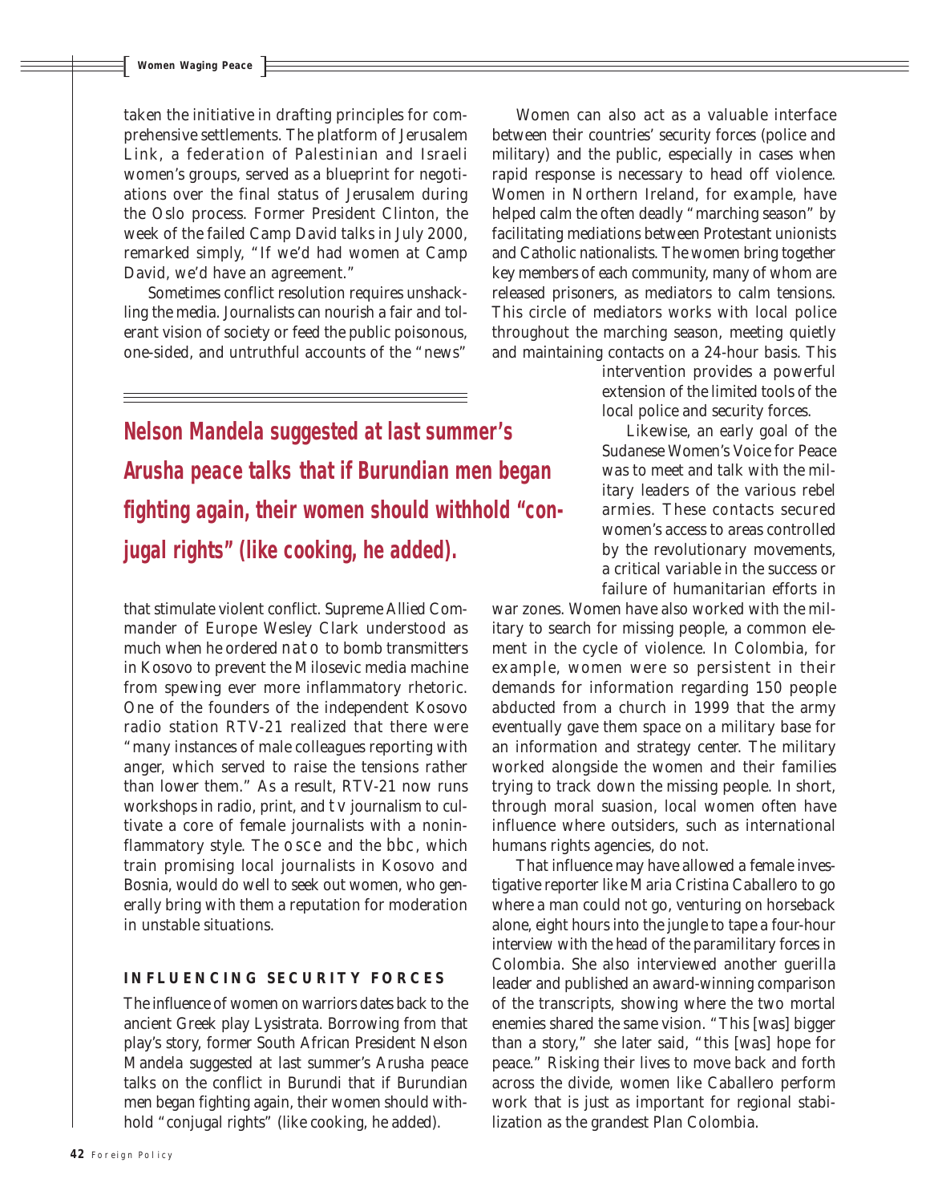taken the initiative in drafting principles for comprehensive settlements. The platform of Jerusalem Link, a federation of Palestinian and Israeli women's groups, served as a blueprint for negotiations over the final status of Jerusalem during the Oslo process. Former President Clinton, the week of the failed Camp David talks in July 2000, remarked simply, "If we'd had women at Camp David, we'd have an agreement."

Sometimes conflict resolution requires unshackling the media. Journalists can nourish a fair and tolerant vision of society or feed the public poisonous, one-sided, and untruthful accounts of the "news" that stimulate violent conflict. Supreme Allied Commander of Europe Wesley Clark understood as much when he ordered NATO to bomb transmitters in Kosovo to prevent the Milosevic media machine from spewing ever more inflammatory rhetoric. One of the founders of the independent Kosovo radio station RTV-21 realized that there were "many instances of male colleagues reporting with anger, which served to raise the tensions rather than lower them." As a result, RTV-21 now runs workshops in radio, print, and TV journalism to cultivate a core of female journalists with a noninflammatory style. The OSCE and the BBC, which train promising local journalists in Kosovo and Bosnia, would do well to seek out women, who generally bring with them a reputation for moderation in unstable situations.

## INFLUENCING SECURITY FORCES

The influence of women on warriors dates back to the ancient Greek play Lysistrata. Borrowing from that play's story, former South African President Nelson Mandela suggested at last summer's Arusha peace talks on the conflict in Burundi that if Burundian men began fighting again, their women should withhold "conjugal rights" (like cooking, he added).

Women can also act as a valuable interface between their countries' security forces (police and military) and the public, especially in cases when rapid response is necessary to head off violence. Women in Northern Ireland, for example, have helped calm the often deadly "marching season" by facilitating mediations between Protestant unionists and Catholic nationalists. The women bring together key members of each community, many of whom are released prisoners, as mediators to calm tensions. This circle of mediators works with local police throughout the marching season, meeting quietly and maintaining contacts on a 24-hour basis. This intervention provides a powerful extension of the limited tools of the local police and security forces.

Likewise, an early goal of the Sudanese Women's Voice for Peace was to meet and talk with the military leaders of the various rebel armies. These contacts secured women's access to areas controlled by the revolutionary movements, a critical variable in the success or failure of humanitarian efforts in war zones. Women have also worked with the military to search for missing people, a common element in the cycle of violence. In Colombia, for example, women were so persistent in their demands for information regarding 150 people abducted from a church in 1999 that the army eventually gave them space on a military base for an information and strategy center. The military worked alongside the women and their families trying to track down the missing people. In short, through moral suasion, local women often have influence where outsiders, such as international humans rights agencies, do not.

That influence may have allowed a female investigative reporter like Maria Cristina Caballero to go where a man could not go, venturing on horseback alone, eight hours into the jungle to tape a four-hour interview with the head of the paramilitary forces in Colombia. She also interviewed another guerilla leader and published an award-winning comparison of the transcripts, showing where the two mortal enemies shared the same vision. "This [was] bigger than a story," she later said, "this [was] hope for peace." Risking their lives to move back and forth across the divide, women like Caballero perform work that is just as important for regional stabilization as the grandest Plan Colombia.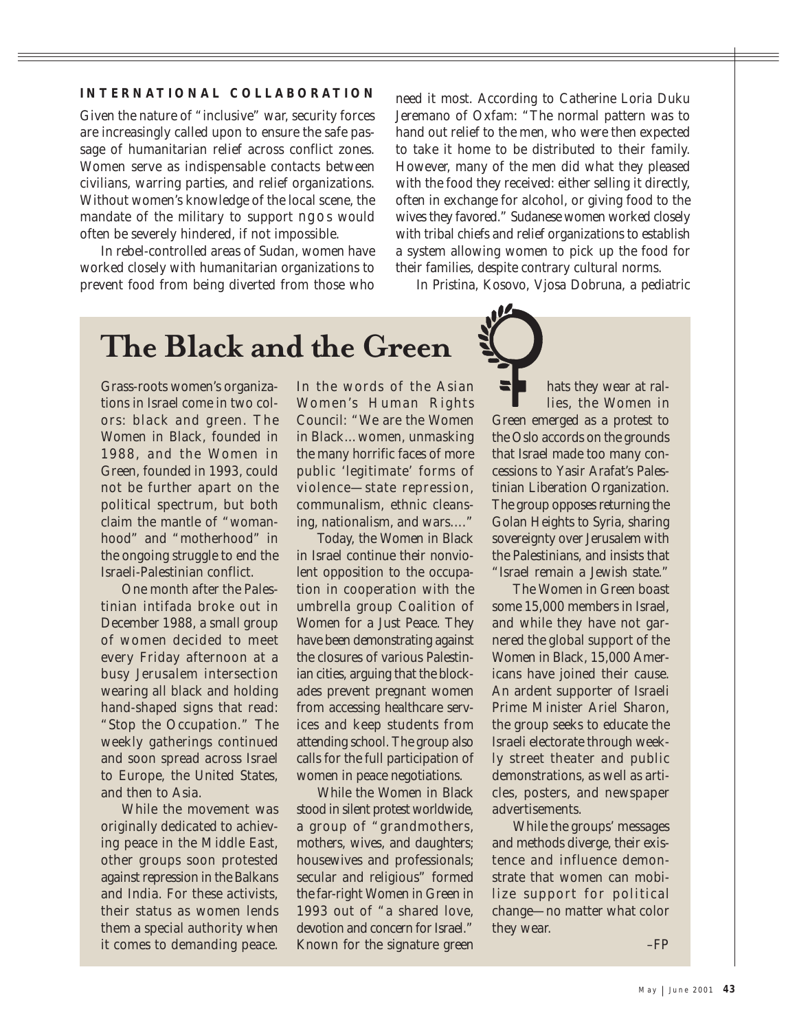## INTERNATIONAL COLLABORATION

Given the nature of "inclusive" war, security forces are increasingly called upon to ensure the safe passage of humanitarian relief across conflict zones. Women serve as indispensable contacts between civilians, warring parties, and relief organizations. Without women's knowledge of the local scene, the mandate of the military to support NGOs would often be severely hindered, if not impossible.

In rebel-controlled areas of Sudan, women have worked closely with humanitarian organizations to prevent food from being diverted from those who need it most. According to Catherine Loria Duku Jeremano of Oxfam: "The normal pattern was to hand out relief to the men, who were then expected to take it home to be distributed to their family. However, many of the men did what they pleased with the food they received: either selling it directly, often in exchange for alcohol, or giving food to the wives they favored." Sudanese women worked closely with tribal chiefs and relief organizations to establish a system allowing women to pick up the food for their families, despite contrary cultural norms.

In Pristina, Kosovo, Vjosa Dobruna, a pediatric

## The Black and the Green

Grass-roots women's organizations in Israel come in two colors: black and green. The Women in Black, founded in 1988, and the Women in Green, founded in 1993, could not be further apart on the political spectrum, but both claim the mantle of "womanhood" and "motherhood" in the ongoing struggle to end the Israeli-Palestinian conflict.

One month after the Palestinian intifada broke out in December 1988, a small group of women decided to meet every Friday afternoon at a busy Jerusalem intersection wearing all black and holding hand-shaped signs that read: "Stop the Occupation." The weekly gatherings continued and soon spread across Israel to Europe, the United States, and then to Asia.

While the movement was originally dedicated to achieving peace in the Middle East, other groups soon protested against repression in the Balkans and India. For these activists, their status as women lends them a special authority when it comes to demanding peace. In the words of the Asian Women's Human Rights Council: "We are the Women in Black…women, unmasking the many horrific faces of more public 'legitimate' forms of violence—state repression, communalism, ethnic cleansing, nationalism, and wars…."

Today, the Women in Black in Israel continue their nonviolent opposition to the occupation in cooperation with the umbrella group Coalition of Women for a Just Peace. They have been demonstrating against the closures of various Palestinian cities, arguing that the blockades prevent pregnant women from accessing healthcare services and keep students from attending school. The group also calls for the full participation of women in peace negotiations.

While the Women in Black stood in silent protest worldwide, a group of "grandmothers, mothers, wives, and daughters; housewives and professionals; secular and religious" formed the far-right Women in Green in 1993 out of "a shared love, devotion and concern for Israel." Known for the signature green hats they wear at rallies, the Women in Green emerged as a protest to the Oslo accords on the grounds that Israel made too many concessions to Yasir Arafat's Palestinian Liberation Organization. The group opposes returning the Golan Heights to Syria, sharing sovereignty over Jerusalem with the Palestinians, and insists that "Israel remain a Jewish state."

The Women in Green boast some 15,000 members in Israel, and while they have not garnered the global support of the Women in Black, 15,000 Americans have joined their cause. An ardent supporter of Israeli Prime Minister Ariel Sharon, the group seeks to educate the Israeli electorate through weekly street theater and public demonstrations, as well as articles, posters, and newspaper advertisements.

While the groups' messages and methods diverge, their existence and influence demonstrate that women can mobilize support for political change—no matter what color they wear.

–FP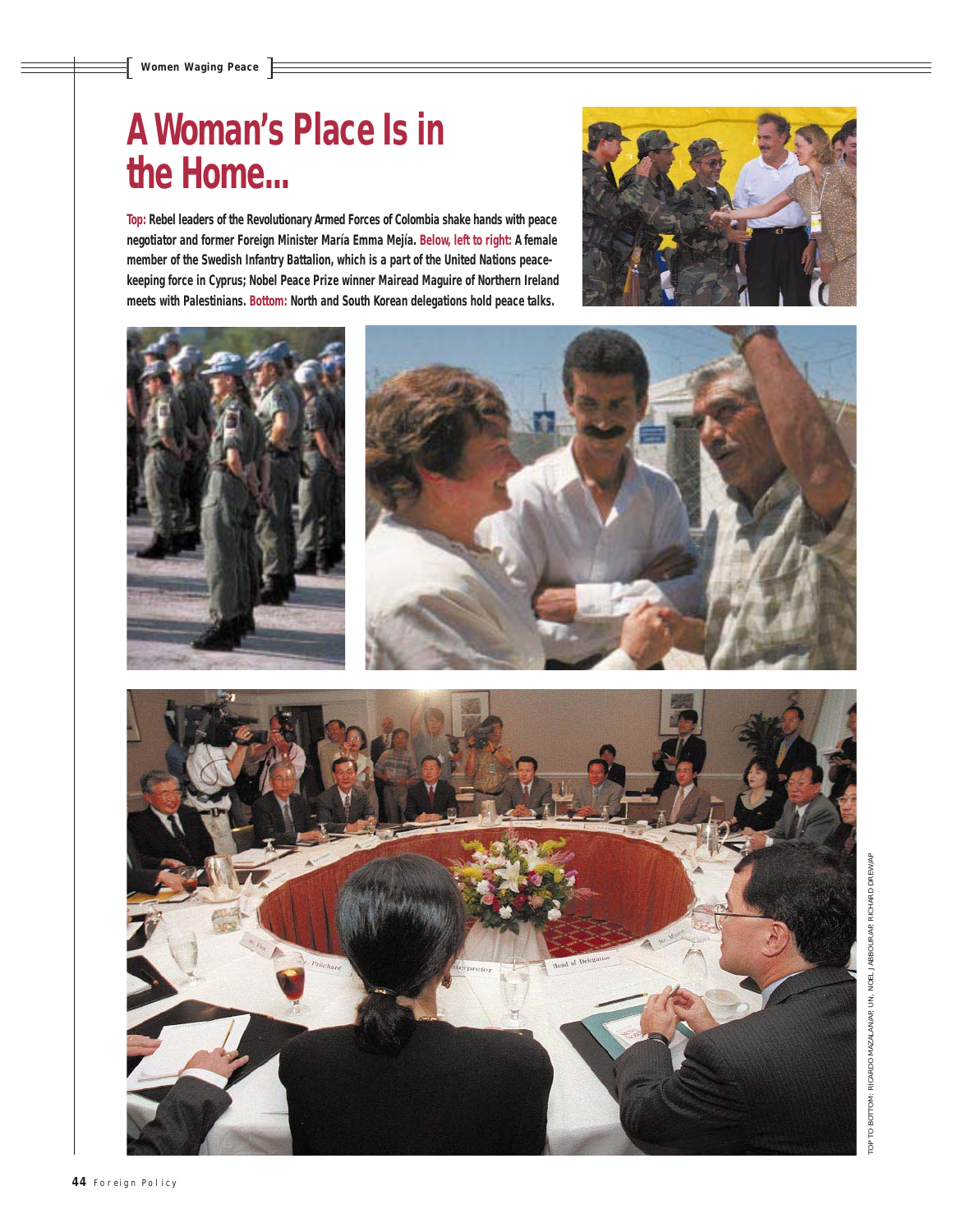# A Woman's Place Is in the Home...

**Top:** Rebel leaders of the Revolutionary Armed Forces of Colombia shake hands with peace negotiator and former Foreign Minister María Emma Mejía. **Below, left to right:** A female member of the Swedish Infantry Battalion, which is a part of the United Nations peacekeeping force in Cyprus; Nobel Peace Prize winner Mairead Maguire of Northern Ireland meets with Palestinians. **Bottom:** North and South Korean delegations hold peace talks.

TOP TO BOTTOM: RICARDO MAZALAN/AP; UN; NOEL J ABBOUR/AP; RICHARD DREW/AP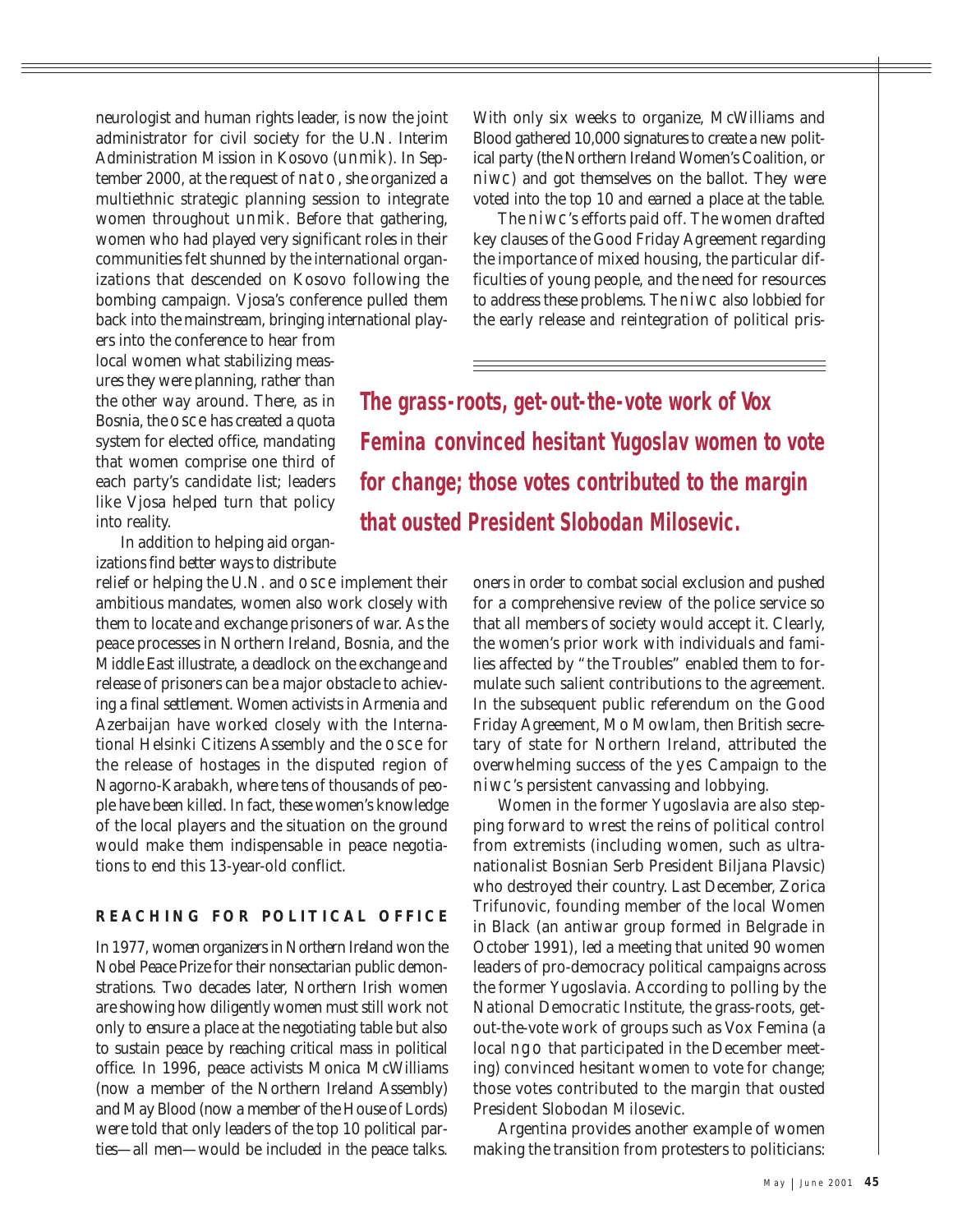neurologist and human rights leader, is now the joint administrator for civil society for the U.N. Interim Administration Mission in Kosovo (UNMIK). In September 2000, at the request of NATO, she organized a multiethnic strategic planning session to integrate women throughout UNMIK. Before that gathering, women who had played very significant roles in their communities felt shunned by the international organizations that descended on Kosovo following the bombing campaign. Vjosa's conference pulled them back into the mainstream, bringing international players into the conference to hear from local women what stabilizing measures they were planning, rather than the other way around. There, as in Bosnia, the OSCE has created a quota system for elected office, mandating that women comprise one third of each party's candidate list; leaders like Vjosa helped turn that policy into reality.

In addition to helping aid organizations find better ways to distribute relief or helping the U.N. and OSCE implement their ambitious mandates, women also work closely with them to locate and exchange prisoners of war. As the peace processes in Northern Ireland, Bosnia, and the Middle East illustrate, a deadlock on the exchange and release of prisoners can be a major obstacle to achieving a final settlement. Women activists in Armenia and Azerbaijan have worked closely with the International Helsinki Citizens Assembly and the OSCE for the release of hostages in the disputed region of Nagorno-Karabakh, where tens of thousands of people have been killed. In fact, these women's knowledge of the local players and the situation on the ground would make them indispensable in peace negotiations to end this 13-year-old conflict.

## REACHING FOR POLITICAL OFFICE

In 1977, women organizers in Northern Ireland won the Nobel Peace Prize for their nonsectarian public demonstrations. Two decades later, Northern Irish women are showing how diligently women must still work not only to ensure a place at the negotiating table but also to sustain peace by reaching critical mass in political office. In 1996, peace activists Monica McWilliams (now a member of the Northern Ireland Assembly) and May Blood (now a member of the House of Lords) were told that only leaders of the top 10 political parties—all men—would be included in the peace talks. With only six weeks to organize, McWilliams and Blood gathered 10,000 signatures to create a new political party (the Northern Ireland Women's Coalition, or NIWC) and got themselves on the ballot. They were voted into the top 10 and earned a place at the table.

The NIWC's efforts paid off. The women drafted key clauses of the Good Friday Agreement regarding the importance of mixed housing, the particular difficulties of young people, and the need for resources to address these problems. The NIWC also lobbied for the early release and reintegration of political prisoners in order to combat social exclusion and pushed for a comprehensive review of the police service so that all members of society would accept it. Clearly, the women's prior work with individuals and families affected by "the Troubles" enabled them to formulate such salient contributions to the agreement. In the subsequent public referendum on the Good Friday Agreement, Mo Mowlam, then British secretary of state for Northern Ireland, attributed the overwhelming success of the YES Campaign to the NIWC's persistent canvassing and lobbying.

**The grass-roots, get-out-the-vote work of Vox Femina convinced hesitant Yugoslav women to vote for change; those votes contributed to the margin that ousted President Slobodan Milosevic.**

Women in the former Yugoslavia are also stepping forward to wrest the reins of political control from extremists (including women, such as ultranationalist Bosnian Serb President Biljana Plavsic) who destroyed their country. Last December, Zorica Trifunovic, founding member of the local Women in Black (an antiwar group formed in Belgrade in October 1991), led a meeting that united 90 women leaders of pro-democracy political campaigns across the former Yugoslavia. According to polling by the National Democratic Institute, the grass-roots, get-out-the-vote work of groups such as Vox Femina (a local NGO that participated in the December meeting) convinced hesitant women to vote for change; those votes contributed to the margin that ousted President Slobodan Milosevic.

Argentina provides another example of women making the transition from protesters to politicians: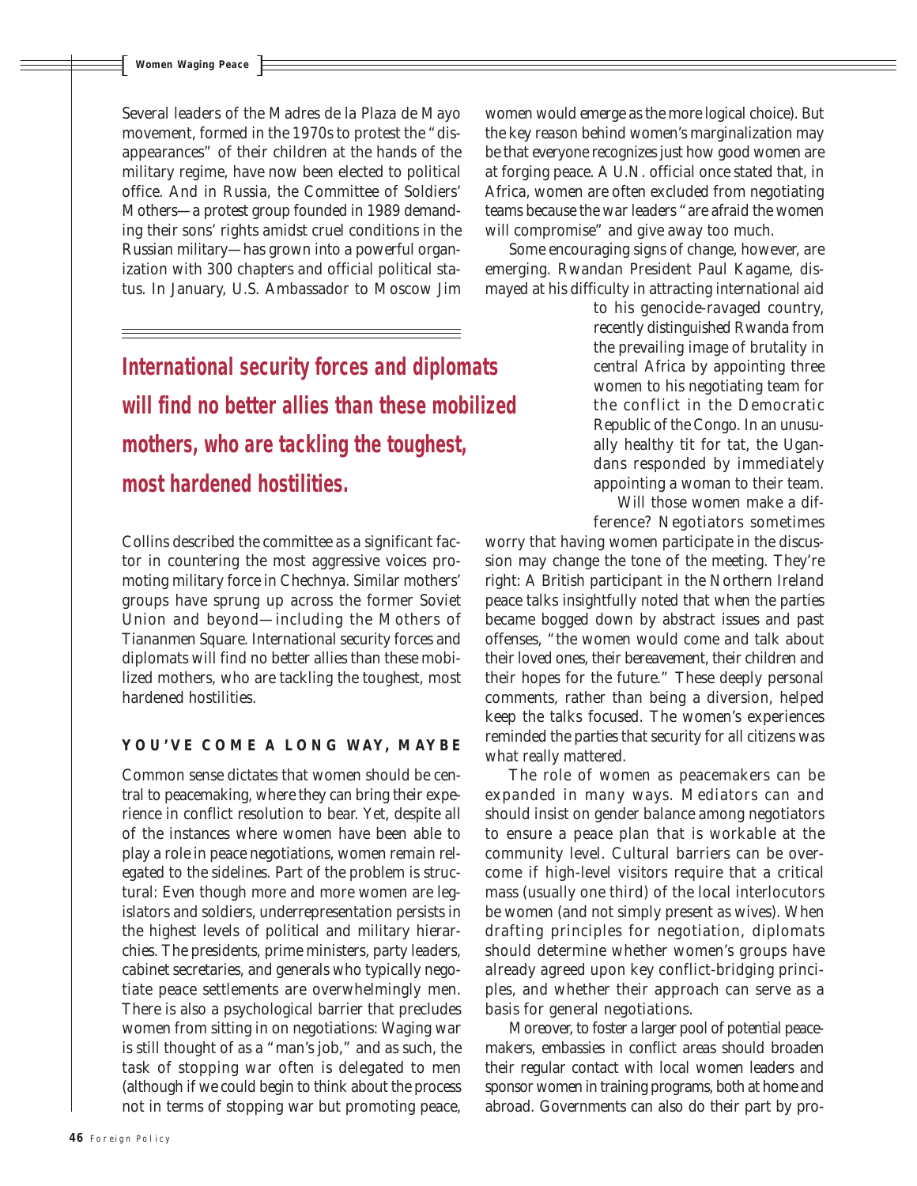Several leaders of the Madres de la Plaza de Mayo movement, formed in the 1970s to protest the "disappearances" of their children at the hands of the military regime, have now been elected to political office. And in Russia, the Committee of Soldiers' Mothers—a protest group founded in 1989 demanding their sons' rights amidst cruel conditions in the Russian military—has grown into a powerful organization with 300 chapters and official political status. In January, U.S. Ambassador to Moscow Jim Collins described the committee as a significant factor in countering the most aggressive voices promoting military force in Chechnya. Similar mothers' groups have sprung up across the former Soviet Union and beyond—including the Mothers of Tiananmen Square. International security forces and diplomats will find no better allies than these mobilized mothers, who are tackling the toughest, most hardened hostilities.

> **International security forces and diplomats will find no better allies than these mobilized mothers, who are tackling the toughest, most hardened hostilities.**

## YOU'VE COME A LONG WAY, MAYBE

Common sense dictates that women should be central to peacemaking, where they can bring their experience in conflict resolution to bear. Yet, despite all of the instances where women have been able to play a role in peace negotiations, women remain relegated to the sidelines. Part of the problem is structural: Even though more and more women are legislators and soldiers, underrepresentation persists in the highest levels of political and military hierarchies. The presidents, prime ministers, party leaders, cabinet secretaries, and generals who typically negotiate peace settlements are overwhelmingly men. There is also a psychological barrier that precludes women from sitting in on negotiations: Waging war is still thought of as a "man's job," and as such, the task of stopping war often is delegated to men (although if we could begin to think about the process not in terms of stopping war but promoting peace, women would emerge as the more logical choice). But the key reason behind women's marginalization may be that everyone recognizes just how good women are at forging peace. A U.N. official once stated that, in Africa, women are often excluded from negotiating teams because the war leaders "are afraid the women will compromise" and give away too much.

Some encouraging signs of change, however, are emerging. Rwandan President Paul Kagame, dismayed at his difficulty in attracting international aid to his genocide-ravaged country, recently distinguished Rwanda from the prevailing image of brutality in central Africa by appointing three women to his negotiating team for the conflict in the Democratic Republic of the Congo. In an unusually healthy tit for tat, the Ugandans responded by immediately appointing a woman to their team.

Will those women make a difference? Negotiators sometimes worry that having women participate in the discussion may change the tone of the meeting. They're right: A British participant in the Northern Ireland peace talks insightfully noted that when the parties became bogged down by abstract issues and past offenses, "the women would come and talk about their loved ones, their bereavement, their children and their hopes for the future." These deeply personal comments, rather than being a diversion, helped keep the talks focused. The women's experiences reminded the parties that security for all citizens was what really mattered.

The role of women as peacemakers can be expanded in many ways. Mediators can and should insist on gender balance among negotiators to ensure a peace plan that is workable at the community level. Cultural barriers can be overcome if high-level visitors require that a critical mass (usually one third) of the local interlocutors be women (and not simply present as wives). When drafting principles for negotiation, diplomats should determine whether women's groups have already agreed upon key conflict-bridging principles, and whether their approach can serve as a basis for general negotiations.

Moreover, to foster a larger pool of potential peacemakers, embassies in conflict areas should broaden their regular contact with local women leaders and sponsor women in training programs, both at home and abroad. Governments can also do their part by pro-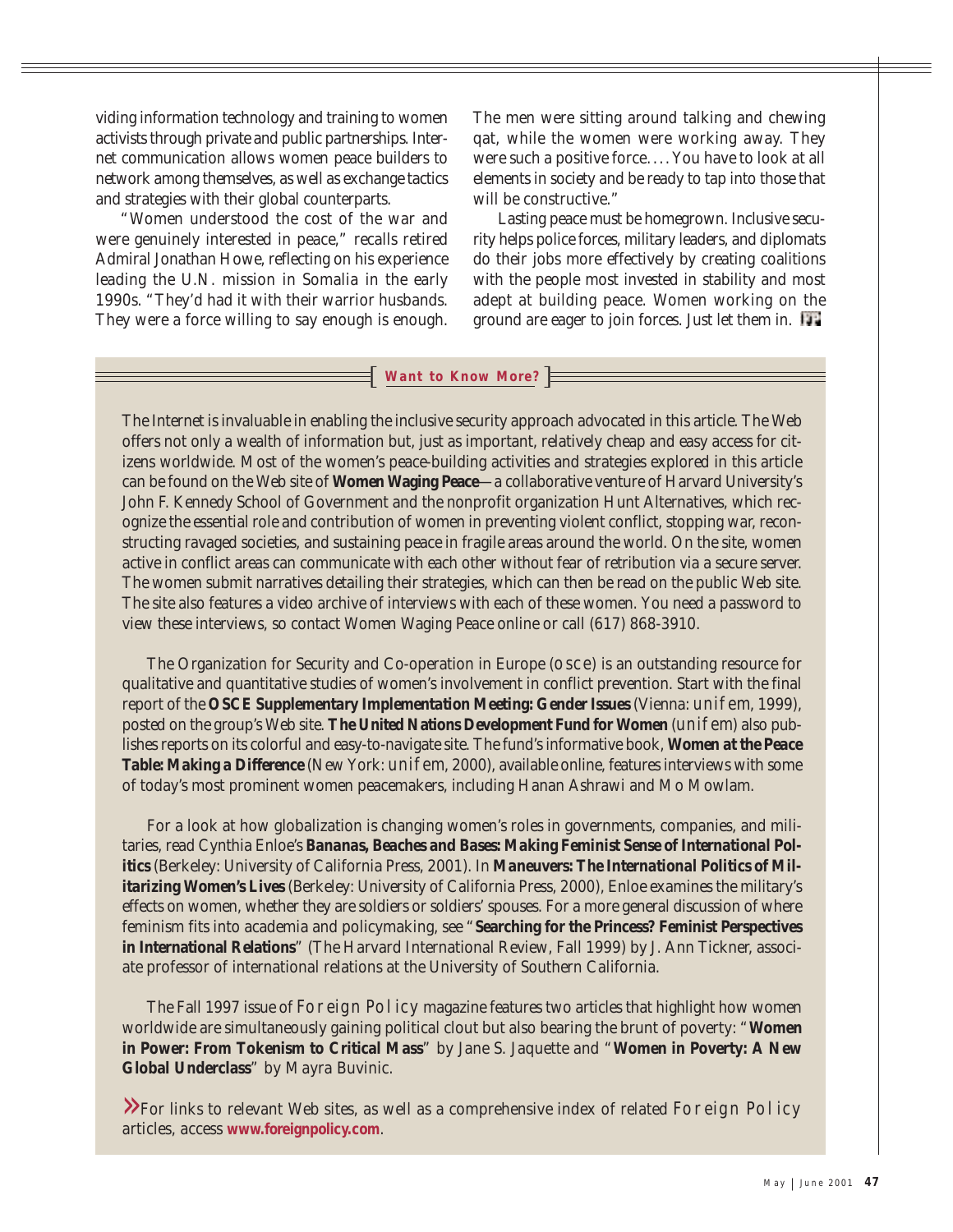viding information technology and training to women activists through private and public partnerships. Internet communication allows women peace builders to network among themselves, as well as exchange tactics and strategies with their global counterparts.

"Women understood the cost of the war and were genuinely interested in peace," recalls retired Admiral Jonathan Howe, reflecting on his experience leading the U.N. mission in Somalia in the early 1990s. "They'd had it with their warrior husbands. They were a force willing to say enough is enough. The men were sitting around talking and chewing qat, while the women were working away. They were such a positive force.... You have to look at all elements in society and be ready to tap into those that will be constructive."

Lasting peace must be homegrown. Inclusive security helps police forces, military leaders, and diplomats do their jobs more effectively by creating coalitions with the people most invested in stability and most adept at building peace. Women working on the ground are eager to join forces. Just let them in.

## [ Want to Know More? ]

The Internet is invaluable in enabling the inclusive security approach advocated in this article. The Web offers not only a wealth of information but, just as important, relatively cheap and easy access for citizens worldwide. Most of the women's peace-building activities and strategies explored in this article can be found on the Web site of **Women Waging Peace**—a collaborative venture of Harvard University's John F. Kennedy School of Government and the nonprofit organization Hunt Alternatives, which recognize the essential role and contribution of women in preventing violent conflict, stopping war, reconstructing ravaged societies, and sustaining peace in fragile areas around the world. On the site, women active in conflict areas can communicate with each other without fear of retribution via a secure server. The women submit narratives detailing their strategies, which can then be read on the public Web site. The site also features a video archive of interviews with each of these women. You need a password to view these interviews, so contact Women Waging Peace online or call (617) 868-3910.

The Organization for Security and Co-operation in Europe (OSCE) is an outstanding resource for qualitative and quantitative studies of women's involvement in conflict prevention. Start with the final report of the **OSCE Supplementary Implementation Meeting: Gender Issues** (Vienna: UNIFEM, 1999), posted on the group's Web site. **The United Nations Development Fund for Women** (UNIFEM) also publishes reports on its colorful and easy-to-navigate site. The fund's informative book, **Women at the Peace Table: Making a Difference** (New York: UNIFEM, 2000), available online, features interviews with some of today's most prominent women peacemakers, including Hanan Ashrawi and Mo Mowlam.

For a look at how globalization is changing women's roles in governments, companies, and militaries, read Cynthia Enloe's **Bananas, Beaches and Bases: Making Feminist Sense of International Politics** (Berkeley: University of California Press, 2001). In **Maneuvers: The International Politics of Militarizing Women's Lives** (Berkeley: University of California Press, 2000), Enloe examines the military's effects on women, whether they are soldiers or soldiers' spouses. For a more general discussion of where feminism fits into academia and policymaking, see "**Searching for the Princess? Feminist Perspectives in International Relations**" (The Harvard International Review, Fall 1999) by J. Ann Tickner, associate professor of international relations at the University of Southern California.

The Fall 1997 issue of FOREIGN POLICY magazine features two articles that highlight how women worldwide are simultaneously gaining political clout but also bearing the brunt of poverty: "**Women in Power: From Tokenism to Critical Mass**" by Jane S. Jaquette and "**Women in Poverty: A New Global Underclass**" by Mayra Buvinic.

» For links to relevant Web sites, as well as a comprehensive index of related FOREIGN POLICY articles, access **www.foreignpolicy.com**.